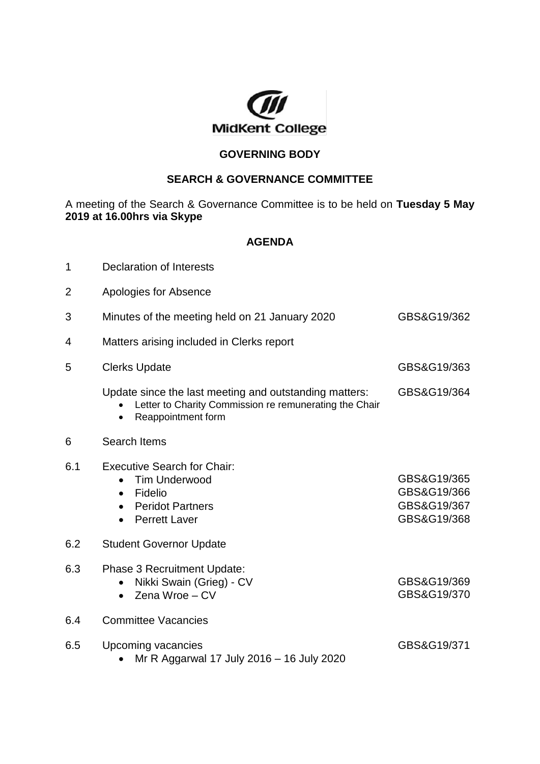MidKent College

**GOVERNING BODY**

**SEARCH & GOVERNANCE COMMITTEE**

A meeting of the Search & Governance Committee is to be held on **Tuesday 5 May 2019 at 16.00hrs via Skype**

**AGENDA**

| | | |
|---|---|---|
| 1 | Declaration of Interests | |
| 2 | Apologies for Absence | |
| 3 | Minutes of the meeting held on 21 January 2020 | GBS&G19/362 |
| 4 | Matters arising included in Clerks report | |
| 5 | Clerks Update | GBS&G19/363 |
| | Update since the last meeting and outstanding matters:<br>• Letter to Charity Commission re remunerating the Chair<br>• Reappointment form | GBS&G19/364 |
| 6 | Search Items | |
| 6.1 | Executive Search for Chair:<br>• Tim Underwood<br>• Fidelio<br>• Peridot Partners<br>• Perrett Laver | GBS&G19/365<br>GBS&G19/366<br>GBS&G19/367<br>GBS&G19/368 |
| 6.2 | Student Governor Update | |
| 6.3 | Phase 3 Recruitment Update:<br>• Nikki Swain (Grieg) - CV<br>• Zena Wroe – CV | GBS&G19/369<br>GBS&G19/370 |
| 6.4 | Committee Vacancies | |
| 6.5 | Upcoming vacancies<br>• Mr R Aggarwal 17 July 2016 – 16 July 2020 | GBS&G19/371 |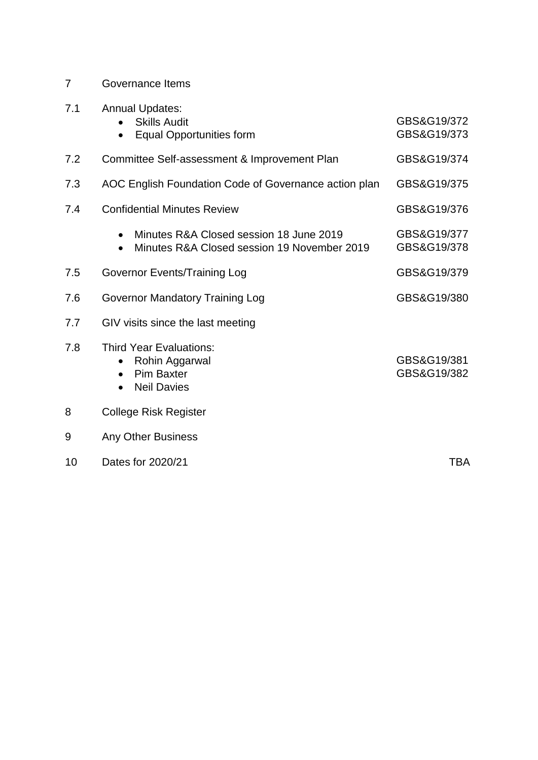| | | |
|---|---|---|
| 7 | Governance Items | |
| 7.1 | Annual Updates: | |
| | • Skills Audit | GBS&G19/372 |
| | • Equal Opportunities form | GBS&G19/373 |
| 7.2 | Committee Self-assessment & Improvement Plan | GBS&G19/374 |
| 7.3 | AOC English Foundation Code of Governance action plan | GBS&G19/375 |
| 7.4 | Confidential Minutes Review | GBS&G19/376 |
| | • Minutes R&A Closed session 18 June 2019 | GBS&G19/377 |
| | • Minutes R&A Closed session 19 November 2019 | GBS&G19/378 |
| 7.5 | Governor Events/Training Log | GBS&G19/379 |
| 7.6 | Governor Mandatory Training Log | GBS&G19/380 |
| 7.7 | GIV visits since the last meeting | |
| 7.8 | Third Year Evaluations: | |
| | • Rohin Aggarwal | GBS&G19/381 |
| | • Pim Baxter | GBS&G19/382 |
| | • Neil Davies | |
| 8 | College Risk Register | |
| 9 | Any Other Business | |
| 10 | Dates for 2020/21 | TBA |